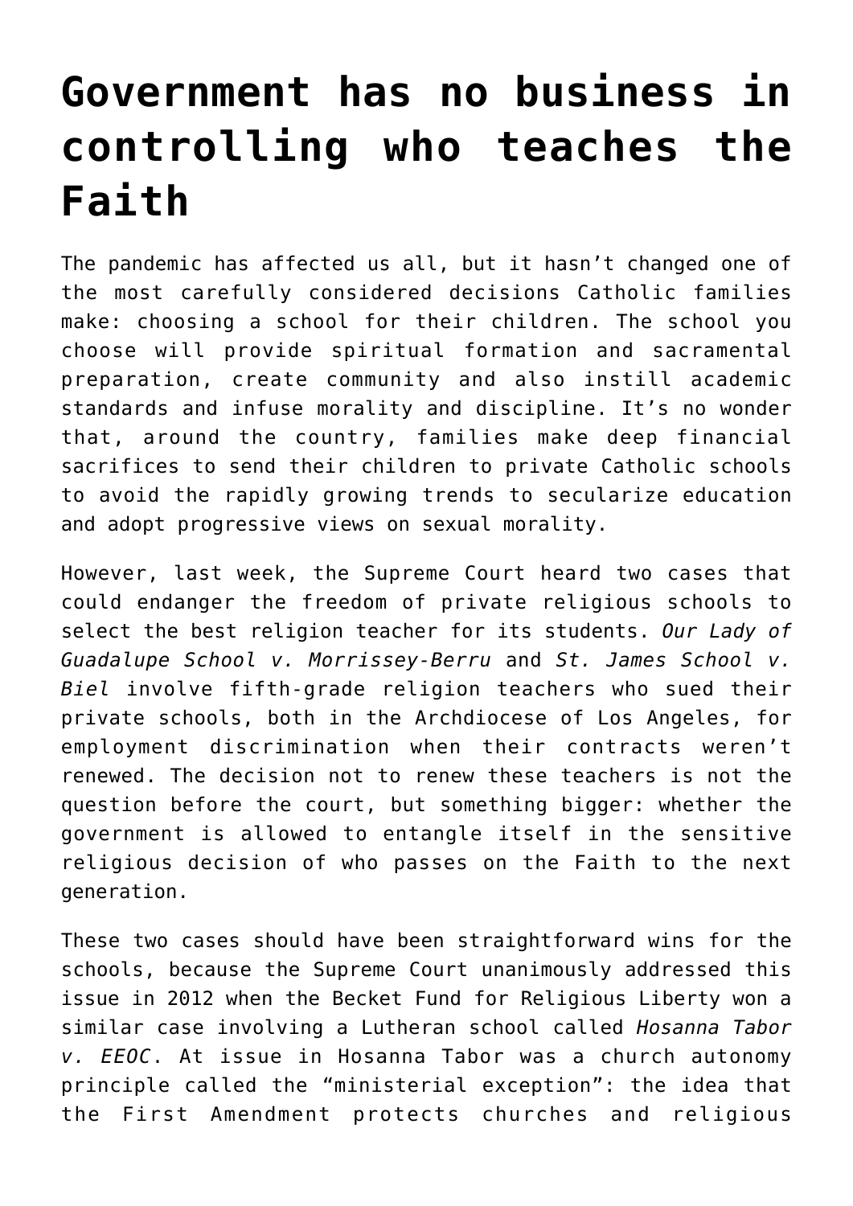# Government has no business in controlling who teaches the Faith

The pandemic has affected us all, but it hasn't changed one of the most carefully considered decisions Catholic families make: choosing a school for their children. The school you choose will provide spiritual formation and sacramental preparation, create community and also instill academic standards and infuse morality and discipline. It's no wonder that, around the country, families make deep financial sacrifices to send their children to private Catholic schools to avoid the rapidly growing trends to secularize education and adopt progressive views on sexual morality.

However, last week, the Supreme Court heard two cases that could endanger the freedom of private religious schools to select the best religion teacher for its students. *Our Lady of Guadalupe School v. Morrissey-Berru* and *St. James School v. Biel* involve fifth-grade religion teachers who sued their private schools, both in the Archdiocese of Los Angeles, for employment discrimination when their contracts weren't renewed. The decision not to renew these teachers is not the question before the court, but something bigger: whether the government is allowed to entangle itself in the sensitive religious decision of who passes on the Faith to the next generation.

These two cases should have been straightforward wins for the schools, because the Supreme Court unanimously addressed this issue in 2012 when the Becket Fund for Religious Liberty won a similar case involving a Lutheran school called *Hosanna Tabor v. EEOC*. At issue in Hosanna Tabor was a church autonomy principle called the "ministerial exception": the idea that the First Amendment protects churches and religious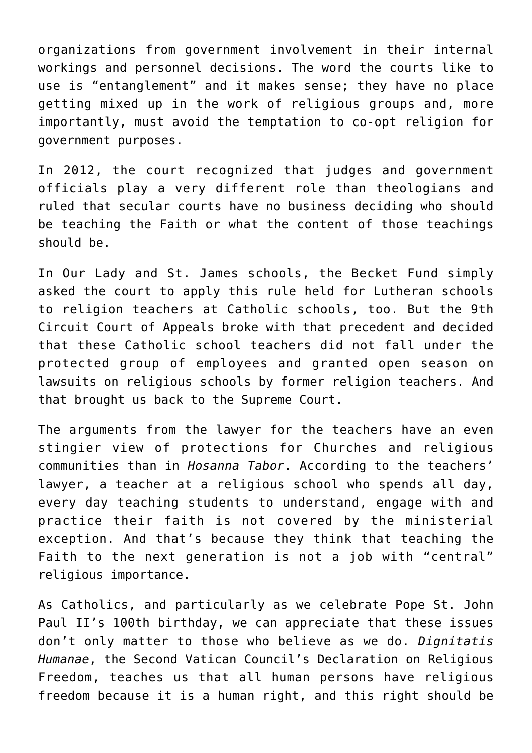organizations from government involvement in their internal workings and personnel decisions. The word the courts like to use is “entanglement” and it makes sense; they have no place getting mixed up in the work of religious groups and, more importantly, must avoid the temptation to co-opt religion for government purposes.

In 2012, the court recognized that judges and government officials play a very different role than theologians and ruled that secular courts have no business deciding who should be teaching the Faith or what the content of those teachings should be.

In Our Lady and St. James schools, the Becket Fund simply asked the court to apply this rule held for Lutheran schools to religion teachers at Catholic schools, too. But the 9th Circuit Court of Appeals broke with that precedent and decided that these Catholic school teachers did not fall under the protected group of employees and granted open season on lawsuits on religious schools by former religion teachers. And that brought us back to the Supreme Court.

The arguments from the lawyer for the teachers have an even stingier view of protections for Churches and religious communities than in *Hosanna Tabor*. According to the teachers’ lawyer, a teacher at a religious school who spends all day, every day teaching students to understand, engage with and practice their faith is not covered by the ministerial exception. And that’s because they think that teaching the Faith to the next generation is not a job with “central” religious importance.

As Catholics, and particularly as we celebrate Pope St. John Paul II’s 100th birthday, we can appreciate that these issues don’t only matter to those who believe as we do. *Dignitatis Humanae*, the Second Vatican Council’s Declaration on Religious Freedom, teaches us that all human persons have religious freedom because it is a human right, and this right should be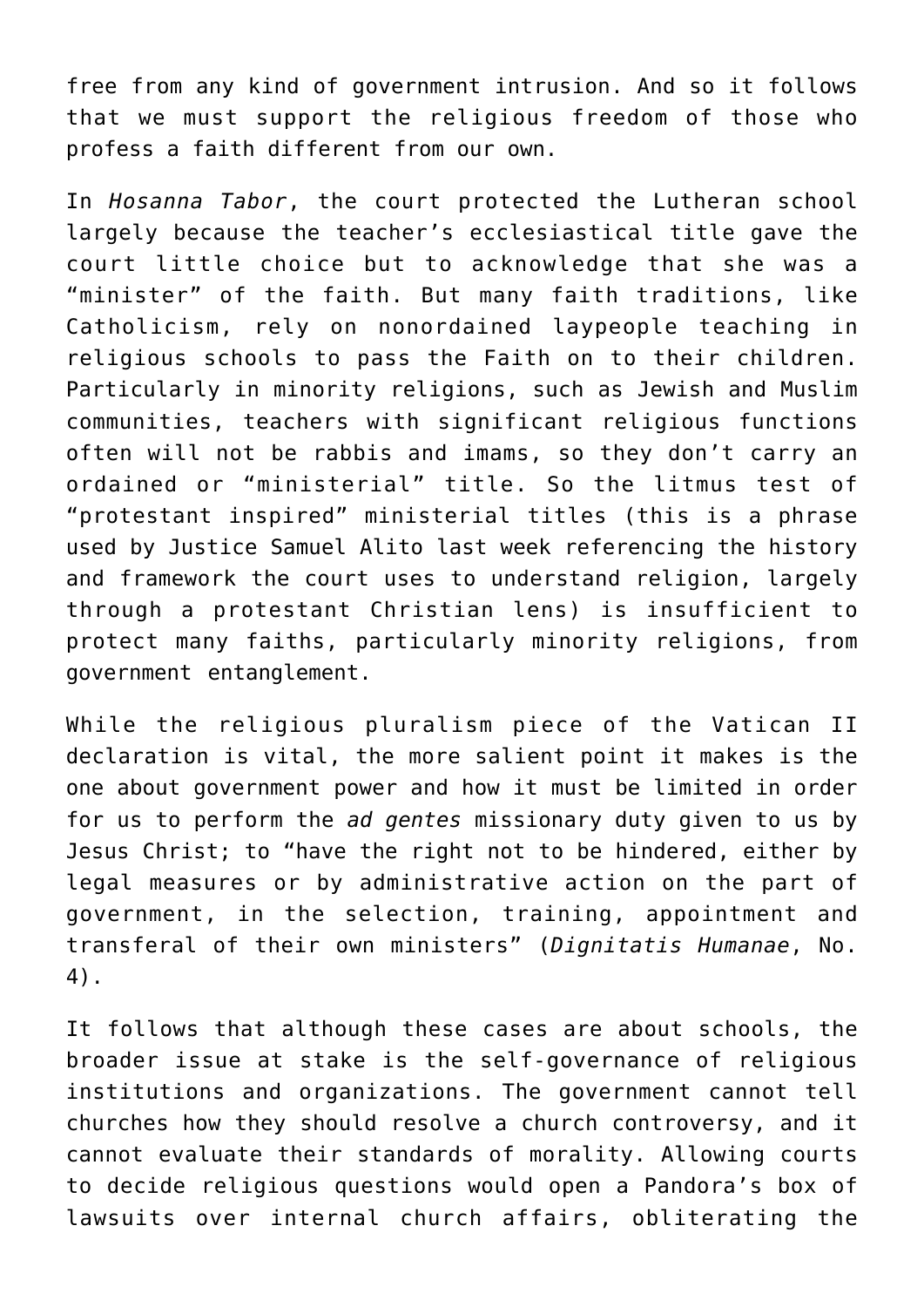free from any kind of government intrusion. And so it follows that we must support the religious freedom of those who profess a faith different from our own.

In *Hosanna Tabor*, the court protected the Lutheran school largely because the teacher's ecclesiastical title gave the court little choice but to acknowledge that she was a "minister" of the faith. But many faith traditions, like Catholicism, rely on nonordained laypeople teaching in religious schools to pass the Faith on to their children. Particularly in minority religions, such as Jewish and Muslim communities, teachers with significant religious functions often will not be rabbis and imams, so they don't carry an ordained or "ministerial" title. So the litmus test of "protestant inspired" ministerial titles (this is a phrase used by Justice Samuel Alito last week referencing the history and framework the court uses to understand religion, largely through a protestant Christian lens) is insufficient to protect many faiths, particularly minority religions, from government entanglement.

While the religious pluralism piece of the Vatican II declaration is vital, the more salient point it makes is the one about government power and how it must be limited in order for us to perform the *ad gentes* missionary duty given to us by Jesus Christ; to "have the right not to be hindered, either by legal measures or by administrative action on the part of government, in the selection, training, appointment and transferal of their own ministers" (*Dignitatis Humanae*, No. 4).

It follows that although these cases are about schools, the broader issue at stake is the self-governance of religious institutions and organizations. The government cannot tell churches how they should resolve a church controversy, and it cannot evaluate their standards of morality. Allowing courts to decide religious questions would open a Pandora's box of lawsuits over internal church affairs, obliterating the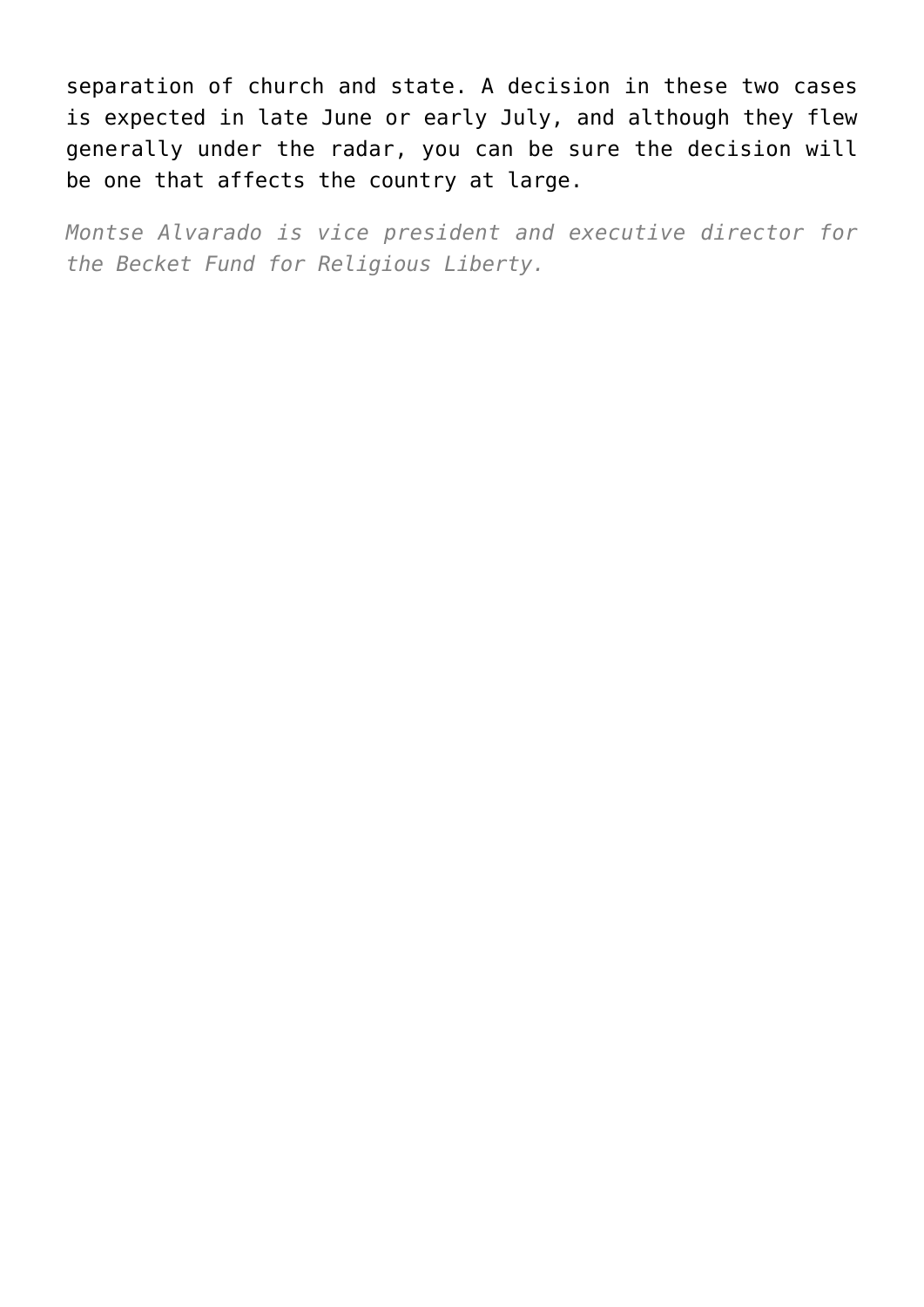separation of church and state. A decision in these two cases is expected in late June or early July, and although they flew generally under the radar, you can be sure the decision will be one that affects the country at large.

*Montse Alvarado is vice president and executive director for the Becket Fund for Religious Liberty.*